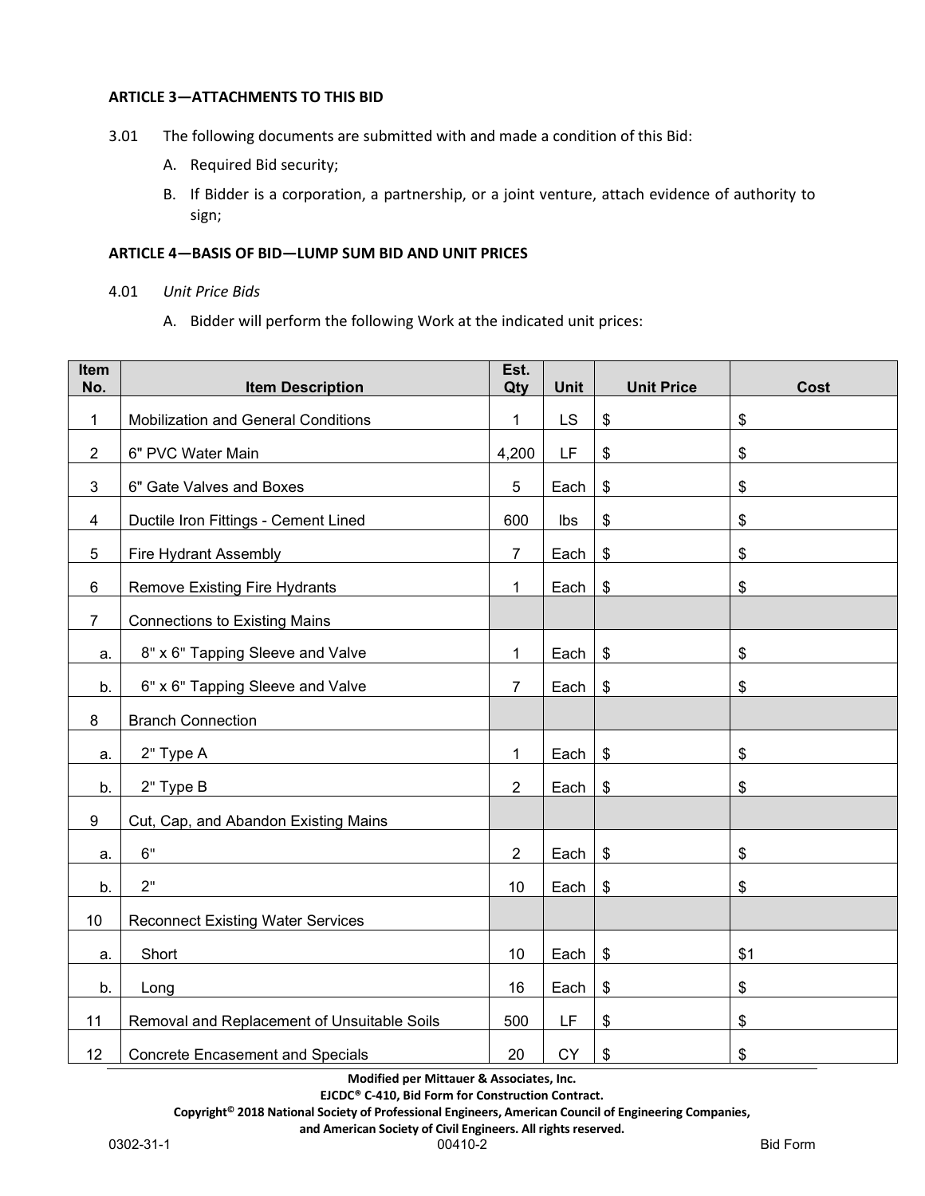### ARTICLE 3—ATTACHMENTS TO THIS BID

3.01 The following documents are submitted with and made a condition of this Bid:

A. Required Bid security;

B. If Bidder is a corporation, a partnership, or a joint venture, attach evidence of authority to sign;

### ARTICLE 4—BASIS OF BID—LUMP SUM BID AND UNIT PRICES

4.01 *Unit Price Bids*

A. Bidder will perform the following Work at the indicated unit prices:

| Item No. | Item Description | Est. Qty | Unit | Unit Price | Cost |
|---|---|---|---|---|---|
| 1 | Mobilization and General Conditions | 1 | LS | $ | $ |
| 2 | 6" PVC Water Main | 4,200 | LF | $ | $ |
| 3 | 6" Gate Valves and Boxes | 5 | Each | $ | $ |
| 4 | Ductile Iron Fittings - Cement Lined | 600 | lbs | $ | $ |
| 5 | Fire Hydrant Assembly | 7 | Each | $ | $ |
| 6 | Remove Existing Fire Hydrants | 1 | Each | $ | $ |
| 7 | Connections to Existing Mains | | | | |
| a. | 8" x 6" Tapping Sleeve and Valve | 1 | Each | $ | $ |
| b. | 6" x 6" Tapping Sleeve and Valve | 7 | Each | $ | $ |
| 8 | Branch Connection | | | | |
| a. | 2" Type A | 1 | Each | $ | $ |
| b. | 2" Type B | 2 | Each | $ | $ |
| 9 | Cut, Cap, and Abandon Existing Mains | | | | |
| a. | 6" | 2 | Each | $ | $ |
| b. | 2" | 10 | Each | $ | $ |
| 10 | Reconnect Existing Water Services | | | | |
| a. | Short | 10 | Each | $ | $1 |
| b. | Long | 16 | Each | $ | $ |
| 11 | Removal and Replacement of Unsuitable Soils | 500 | LF | $ | $ |
| 12 | Concrete Encasement and Specials | 20 | CY | $ | $ |

**Modified per Mittauer & Associates, Inc.**
**EJCDC® C-410, Bid Form for Construction Contract.**
**Copyright© 2018 National Society of Professional Engineers, American Council of Engineering Companies, and American Society of Civil Engineers. All rights reserved.**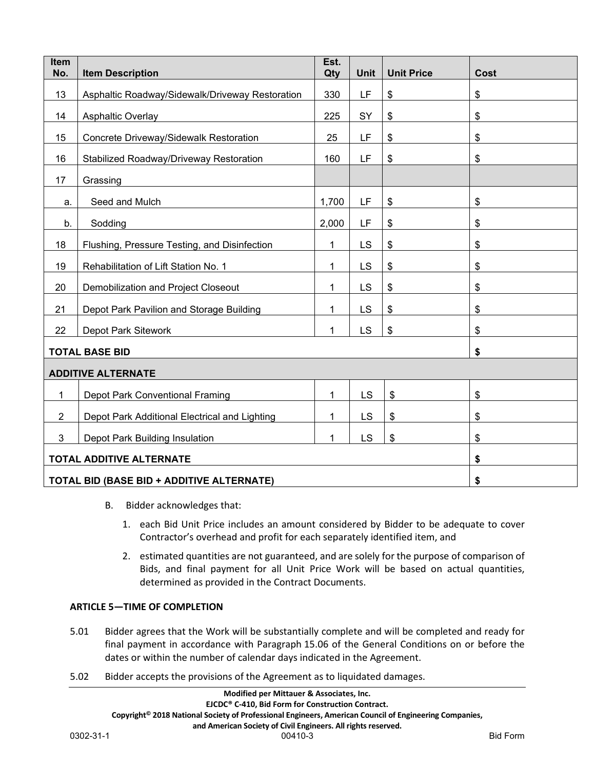| Item No. | Item Description | Est. Qty | Unit | Unit Price | Cost |
|---|---|---|---|---|---|
| 13 | Asphaltic Roadway/Sidewalk/Driveway Restoration | 330 | LF | $ | $ |
| 14 | Asphaltic Overlay | 225 | SY | $ | $ |
| 15 | Concrete Driveway/Sidewalk Restoration | 25 | LF | $ | $ |
| 16 | Stabilized Roadway/Driveway Restoration | 160 | LF | $ | $ |
| 17 | Grassing | | | | |
| a. | Seed and Mulch | 1,700 | LF | $ | $ |
| b. | Sodding | 2,000 | LF | $ | $ |
| 18 | Flushing, Pressure Testing, and Disinfection | 1 | LS | $ | $ |
| 19 | Rehabilitation of Lift Station No. 1 | 1 | LS | $ | $ |
| 20 | Demobilization and Project Closeout | 1 | LS | $ | $ |
| 21 | Depot Park Pavilion and Storage Building | 1 | LS | $ | $ |
| 22 | Depot Park Sitework | 1 | LS | $ | $ |
| **TOTAL BASE BID** | | | | | **$** |
| **ADDITIVE ALTERNATE** | | | | | |
| 1 | Depot Park Conventional Framing | 1 | LS | $ | $ |
| 2 | Depot Park Additional Electrical and Lighting | 1 | LS | $ | $ |
| 3 | Depot Park Building Insulation | 1 | LS | $ | $ |
| **TOTAL ADDITIVE ALTERNATE** | | | | | **$** |
| **TOTAL BID (BASE BID + ADDITIVE ALTERNATE)** | | | | | **$** |

B. Bidder acknowledges that:

1. each Bid Unit Price includes an amount considered by Bidder to be adequate to cover Contractor's overhead and profit for each separately identified item, and
2. estimated quantities are not guaranteed, and are solely for the purpose of comparison of Bids, and final payment for all Unit Price Work will be based on actual quantities, determined as provided in the Contract Documents.

**ARTICLE 5—TIME OF COMPLETION**

5.01 Bidder agrees that the Work will be substantially complete and will be completed and ready for final payment in accordance with Paragraph 15.06 of the General Conditions on or before the dates or within the number of calendar days indicated in the Agreement.

5.02 Bidder accepts the provisions of the Agreement as to liquidated damages.